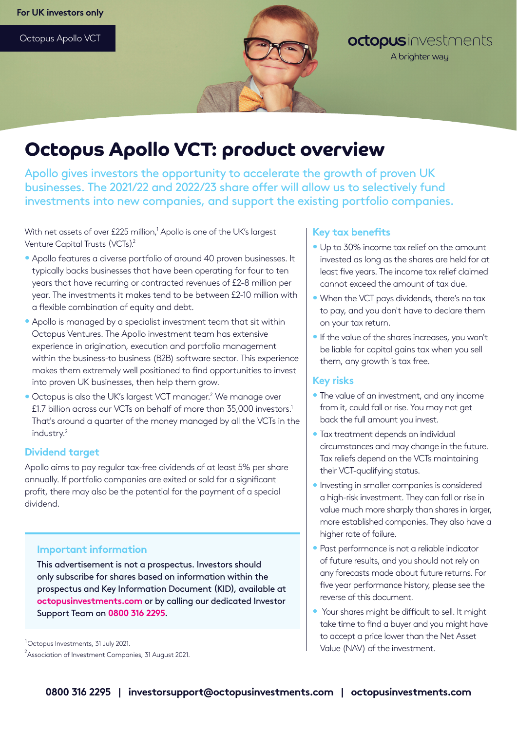For UK investors only

Octopus Apollo VCT

octopus investments
A brighter way

# Octopus Apollo VCT: product overview

Apollo gives investors the opportunity to accelerate the growth of proven UK businesses. The 2021/22 and 2022/23 share offer will allow us to selectively fund investments into new companies, and support the existing portfolio companies.

With net assets of over £225 million,[1] Apollo is one of the UK's largest Venture Capital Trusts (VCTs).[2]

- Apollo features a diverse portfolio of around 40 proven businesses. It typically backs businesses that have been operating for four to ten years that have recurring or contracted revenues of £2-8 million per year. The investments it makes tend to be between £2-10 million with a flexible combination of equity and debt.
- Apollo is managed by a specialist investment team that sit within Octopus Ventures. The Apollo investment team has extensive experience in origination, execution and portfolio management within the business-to business (B2B) software sector. This experience makes them extremely well positioned to find opportunities to invest into proven UK businesses, then help them grow.
- Octopus is also the UK's largest VCT manager.[2] We manage over £1.7 billion across our VCTs on behalf of more than 35,000 investors.[1] That's around a quarter of the money managed by all the VCTs in the industry.[2]

## Dividend target

Apollo aims to pay regular tax-free dividends of at least 5% per share annually. If portfolio companies are exited or sold for a significant profit, there may also be the potential for the payment of a special dividend.

### Important information

This advertisement is not a prospectus. Investors should only subscribe for shares based on information within the prospectus and Key Information Document (KID), available at **octopusinvestments.com** or by calling our dedicated Investor Support Team on **0800 316 2295**.

[1] Octopus Investments, 31 July 2021.
[2] Association of Investment Companies, 31 August 2021.

## Key tax benefits

- Up to 30% income tax relief on the amount invested as long as the shares are held for at least five years. The income tax relief claimed cannot exceed the amount of tax due.
- When the VCT pays dividends, there's no tax to pay, and you don't have to declare them on your tax return.
- If the value of the shares increases, you won't be liable for capital gains tax when you sell them, any growth is tax free.

## Key risks

- The value of an investment, and any income from it, could fall or rise. You may not get back the full amount you invest.
- Tax treatment depends on individual circumstances and may change in the future. Tax reliefs depend on the VCTs maintaining their VCT-qualifying status.
- Investing in smaller companies is considered a high-risk investment. They can fall or rise in value much more sharply than shares in larger, more established companies. They also have a higher rate of failure.
- Past performance is not a reliable indicator of future results, and you should not rely on any forecasts made about future returns. For five year performance history, please see the reverse of this document.
- Your shares might be difficult to sell. It might take time to find a buyer and you might have to accept a price lower than the Net Asset Value (NAV) of the investment.

**0800 316 2295 | investorsupport@octopusinvestments.com | octopusinvestments.com**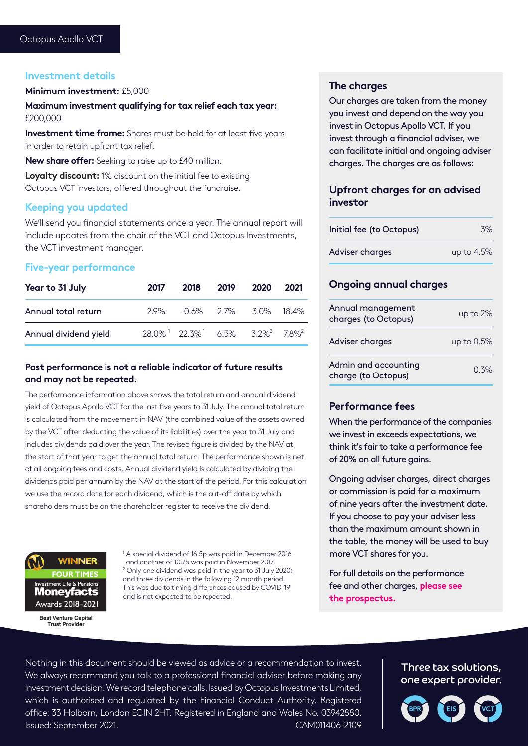Octopus Apollo VCT

## Investment details

**Minimum investment:** £5,000

**Maximum investment qualifying for tax relief each tax year:** £200,000

**Investment time frame:** Shares must be held for at least five years in order to retain upfront tax relief.

**New share offer:** Seeking to raise up to £40 million.

**Loyalty discount:** 1% discount on the initial fee to existing Octopus VCT investors, offered throughout the fundraise.

## Keeping you updated

We'll send you financial statements once a year. The annual report will include updates from the chair of the VCT and Octopus Investments, the VCT investment manager.

## Five-year performance

| Year to 31 July | 2017 | 2018 | 2019 | 2020 | 2021 |
|---|---|---|---|---|---|
| Annual total return | 2.9% | -0.6% | 2.7% | 3.0% | 18.4% |
| Annual dividend yield | 28.0% [1] | 22.3% [1] | 6.3% | 3.2% [2] | 7.8% [2] |

**Past performance is not a reliable indicator of future results and may not be repeated.**

The performance information above shows the total return and annual dividend yield of Octopus Apollo VCT for the last five years to 31 July. The annual total return is calculated from the movement in NAV (the combined value of the assets owned by the VCT after deducting the value of its liabilities) over the year to 31 July and includes dividends paid over the year. The revised figure is divided by the NAV at the start of that year to get the annual total return. The performance shown is net of all ongoing fees and costs. Annual dividend yield is calculated by dividing the dividends paid per annum by the NAV at the start of the period. For this calculation we use the record date for each dividend, which is the cut-off date by which shareholders must be on the shareholder register to receive the dividend.

WINNER FOUR TIMES
Investment Life & Pensions Moneyfacts Awards 2018-2021
Best Venture Capital Trust Provider

[1] A special dividend of 16.5p was paid in December 2016 and another of 10.7p was paid in November 2017.
[2] Only one dividend was paid in the year to 31 July 2020; and three dividends in the following 12 month period. This was due to timing differences caused by COVID-19 and is not expected to be repeated.

## The charges

Our charges are taken from the money you invest and depend on the way you invest in Octopus Apollo VCT. If you invest through a financial adviser, we can facilitate initial and ongoing adviser charges. The charges are as follows:

### Upfront charges for an advised investor

| | |
|---|---|
| Initial fee (to Octopus) | 3% |
| Adviser charges | up to 4.5% |

### Ongoing annual charges

| | |
|---|---|
| Annual management charges (to Octopus) | up to 2% |
| Adviser charges | up to 0.5% |
| Admin and accounting charge (to Octopus) | 0.3% |

### Performance fees

When the performance of the companies we invest in exceeds expectations, we think it's fair to take a performance fee of 20% on all future gains.

Ongoing adviser charges, direct charges or commission is paid for a maximum of nine years after the investment date. If you choose to pay your adviser less than the maximum amount shown in the table, the money will be used to buy more VCT shares for you.

For full details on the performance fee and other charges, **please see the prospectus.**

Nothing in this document should be viewed as advice or a recommendation to invest. We always recommend you talk to a professional financial adviser before making any investment decision. We record telephone calls. Issued by Octopus Investments Limited, which is authorised and regulated by the Financial Conduct Authority. Registered office: 33 Holborn, London EC1N 2HT. Registered in England and Wales No. 03942880. Issued: September 2021. CAM011406-2109

Three tax solutions, one expert provider.

BPR EIS VCT